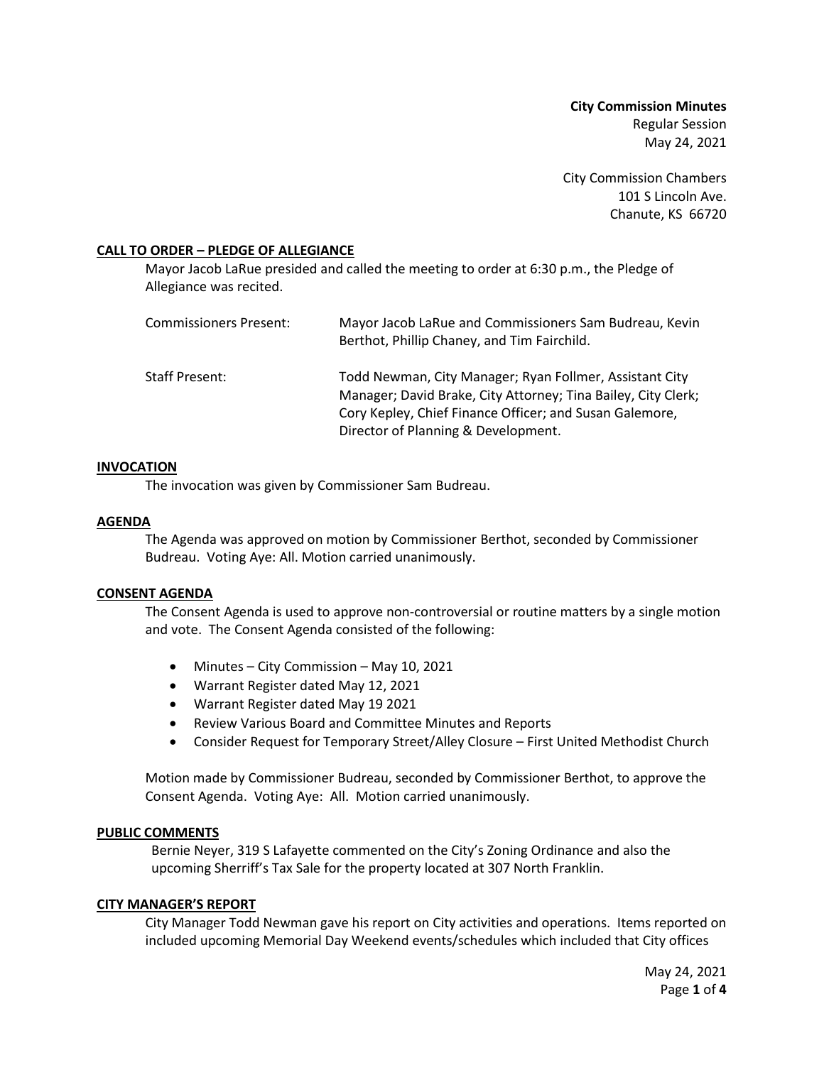**City Commission Minutes**
Regular Session
May 24, 2021

City Commission Chambers
101 S Lincoln Ave.
Chanute, KS 66720

## CALL TO ORDER – PLEDGE OF ALLEGIANCE

Mayor Jacob LaRue presided and called the meeting to order at 6:30 p.m., the Pledge of Allegiance was recited.

| | |
|---|---|
| Commissioners Present: | Mayor Jacob LaRue and Commissioners Sam Budreau, Kevin Berthot, Phillip Chaney, and Tim Fairchild. |
| Staff Present: | Todd Newman, City Manager; Ryan Follmer, Assistant City Manager; David Brake, City Attorney; Tina Bailey, City Clerk; Cory Kepley, Chief Finance Officer; and Susan Galemore, Director of Planning & Development. |

## INVOCATION

The invocation was given by Commissioner Sam Budreau.

## AGENDA

The Agenda was approved on motion by Commissioner Berthot, seconded by Commissioner Budreau. Voting Aye: All. Motion carried unanimously.

## CONSENT AGENDA

The Consent Agenda is used to approve non-controversial or routine matters by a single motion and vote. The Consent Agenda consisted of the following:

- Minutes – City Commission – May 10, 2021
- Warrant Register dated May 12, 2021
- Warrant Register dated May 19 2021
- Review Various Board and Committee Minutes and Reports
- Consider Request for Temporary Street/Alley Closure – First United Methodist Church

Motion made by Commissioner Budreau, seconded by Commissioner Berthot, to approve the Consent Agenda. Voting Aye: All. Motion carried unanimously.

## PUBLIC COMMENTS

Bernie Neyer, 319 S Lafayette commented on the City's Zoning Ordinance and also the upcoming Sherriff's Tax Sale for the property located at 307 North Franklin.

## CITY MANAGER'S REPORT

City Manager Todd Newman gave his report on City activities and operations. Items reported on included upcoming Memorial Day Weekend events/schedules which included that City offices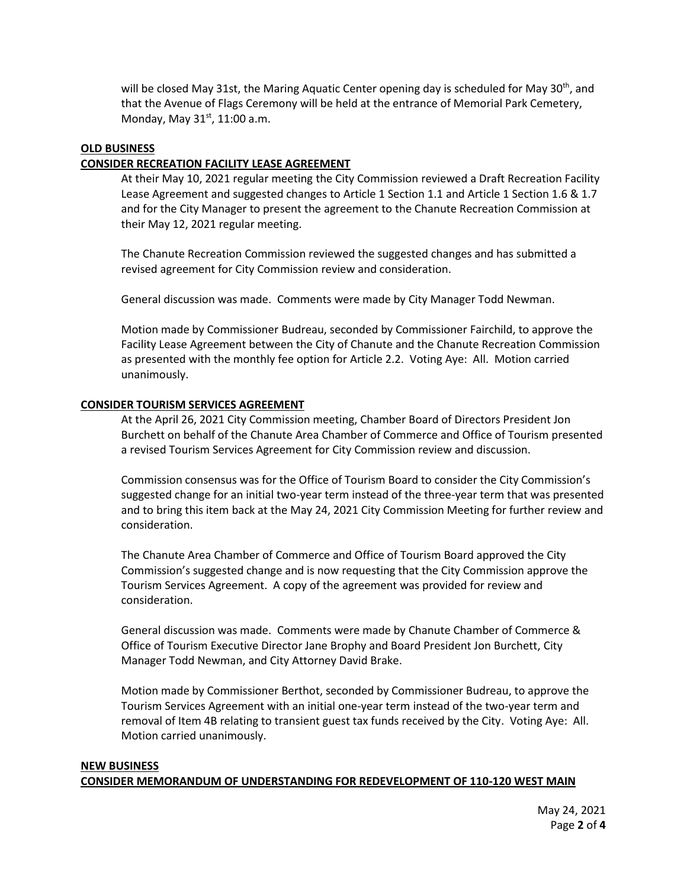will be closed May 31st, the Maring Aquatic Center opening day is scheduled for May 30th, and that the Avenue of Flags Ceremony will be held at the entrance of Memorial Park Cemetery, Monday, May 31st, 11:00 a.m.

**OLD BUSINESS**

**CONSIDER RECREATION FACILITY LEASE AGREEMENT**

At their May 10, 2021 regular meeting the City Commission reviewed a Draft Recreation Facility Lease Agreement and suggested changes to Article 1 Section 1.1 and Article 1 Section 1.6 & 1.7 and for the City Manager to present the agreement to the Chanute Recreation Commission at their May 12, 2021 regular meeting.

The Chanute Recreation Commission reviewed the suggested changes and has submitted a revised agreement for City Commission review and consideration.

General discussion was made. Comments were made by City Manager Todd Newman.

Motion made by Commissioner Budreau, seconded by Commissioner Fairchild, to approve the Facility Lease Agreement between the City of Chanute and the Chanute Recreation Commission as presented with the monthly fee option for Article 2.2. Voting Aye: All. Motion carried unanimously.

**CONSIDER TOURISM SERVICES AGREEMENT**

At the April 26, 2021 City Commission meeting, Chamber Board of Directors President Jon Burchett on behalf of the Chanute Area Chamber of Commerce and Office of Tourism presented a revised Tourism Services Agreement for City Commission review and discussion.

Commission consensus was for the Office of Tourism Board to consider the City Commission's suggested change for an initial two-year term instead of the three-year term that was presented and to bring this item back at the May 24, 2021 City Commission Meeting for further review and consideration.

The Chanute Area Chamber of Commerce and Office of Tourism Board approved the City Commission's suggested change and is now requesting that the City Commission approve the Tourism Services Agreement. A copy of the agreement was provided for review and consideration.

General discussion was made. Comments were made by Chanute Chamber of Commerce & Office of Tourism Executive Director Jane Brophy and Board President Jon Burchett, City Manager Todd Newman, and City Attorney David Brake.

Motion made by Commissioner Berthot, seconded by Commissioner Budreau, to approve the Tourism Services Agreement with an initial one-year term instead of the two-year term and removal of Item 4B relating to transient guest tax funds received by the City. Voting Aye: All. Motion carried unanimously.

**NEW BUSINESS**

**CONSIDER MEMORANDUM OF UNDERSTANDING FOR REDEVELOPMENT OF 110-120 WEST MAIN**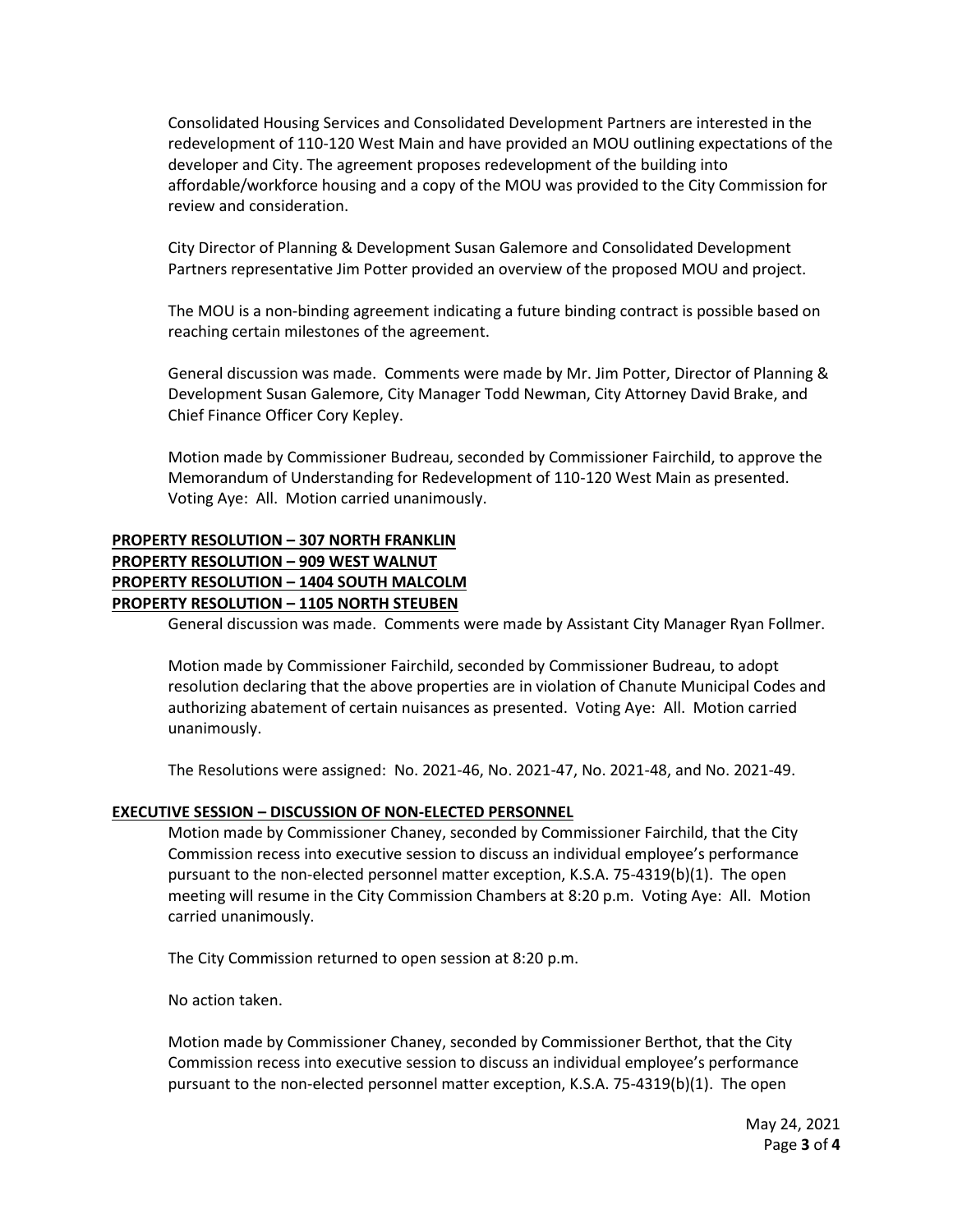Consolidated Housing Services and Consolidated Development Partners are interested in the redevelopment of 110-120 West Main and have provided an MOU outlining expectations of the developer and City. The agreement proposes redevelopment of the building into affordable/workforce housing and a copy of the MOU was provided to the City Commission for review and consideration.

City Director of Planning & Development Susan Galemore and Consolidated Development Partners representative Jim Potter provided an overview of the proposed MOU and project.

The MOU is a non-binding agreement indicating a future binding contract is possible based on reaching certain milestones of the agreement.

General discussion was made. Comments were made by Mr. Jim Potter, Director of Planning & Development Susan Galemore, City Manager Todd Newman, City Attorney David Brake, and Chief Finance Officer Cory Kepley.

Motion made by Commissioner Budreau, seconded by Commissioner Fairchild, to approve the Memorandum of Understanding for Redevelopment of 110-120 West Main as presented. Voting Aye: All. Motion carried unanimously.

**PROPERTY RESOLUTION – 307 NORTH FRANKLIN**
**PROPERTY RESOLUTION – 909 WEST WALNUT**
**PROPERTY RESOLUTION – 1404 SOUTH MALCOLM**
**PROPERTY RESOLUTION – 1105 NORTH STEUBEN**

General discussion was made. Comments were made by Assistant City Manager Ryan Follmer.

Motion made by Commissioner Fairchild, seconded by Commissioner Budreau, to adopt resolution declaring that the above properties are in violation of Chanute Municipal Codes and authorizing abatement of certain nuisances as presented. Voting Aye: All. Motion carried unanimously.

The Resolutions were assigned: No. 2021-46, No. 2021-47, No. 2021-48, and No. 2021-49.

**EXECUTIVE SESSION – DISCUSSION OF NON-ELECTED PERSONNEL**

Motion made by Commissioner Chaney, seconded by Commissioner Fairchild, that the City Commission recess into executive session to discuss an individual employee's performance pursuant to the non-elected personnel matter exception, K.S.A. 75-4319(b)(1). The open meeting will resume in the City Commission Chambers at 8:20 p.m. Voting Aye: All. Motion carried unanimously.

The City Commission returned to open session at 8:20 p.m.

No action taken.

Motion made by Commissioner Chaney, seconded by Commissioner Berthot, that the City Commission recess into executive session to discuss an individual employee's performance pursuant to the non-elected personnel matter exception, K.S.A. 75-4319(b)(1). The open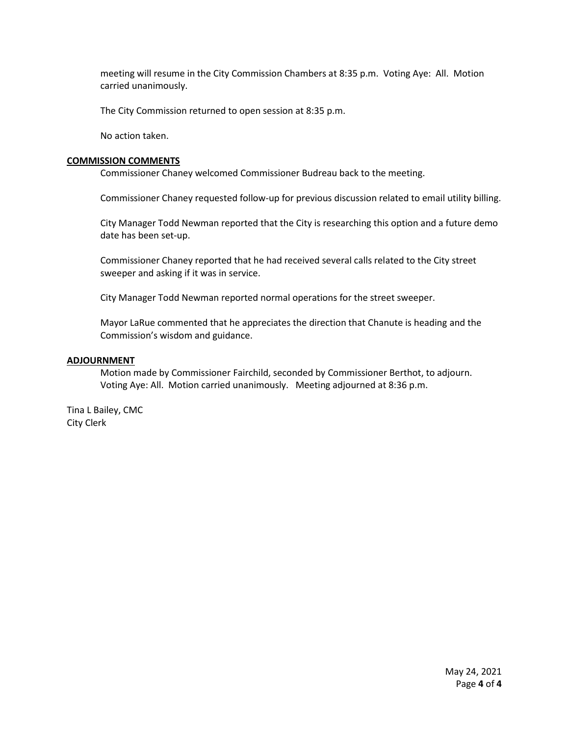meeting will resume in the City Commission Chambers at 8:35 p.m. Voting Aye: All. Motion carried unanimously.

The City Commission returned to open session at 8:35 p.m.

No action taken.

**COMMISSION COMMENTS**

Commissioner Chaney welcomed Commissioner Budreau back to the meeting.

Commissioner Chaney requested follow-up for previous discussion related to email utility billing.

City Manager Todd Newman reported that the City is researching this option and a future demo date has been set-up.

Commissioner Chaney reported that he had received several calls related to the City street sweeper and asking if it was in service.

City Manager Todd Newman reported normal operations for the street sweeper.

Mayor LaRue commented that he appreciates the direction that Chanute is heading and the Commission's wisdom and guidance.

**ADJOURNMENT**

Motion made by Commissioner Fairchild, seconded by Commissioner Berthot, to adjourn. Voting Aye: All. Motion carried unanimously. Meeting adjourned at 8:36 p.m.

Tina L Bailey, CMC
City Clerk